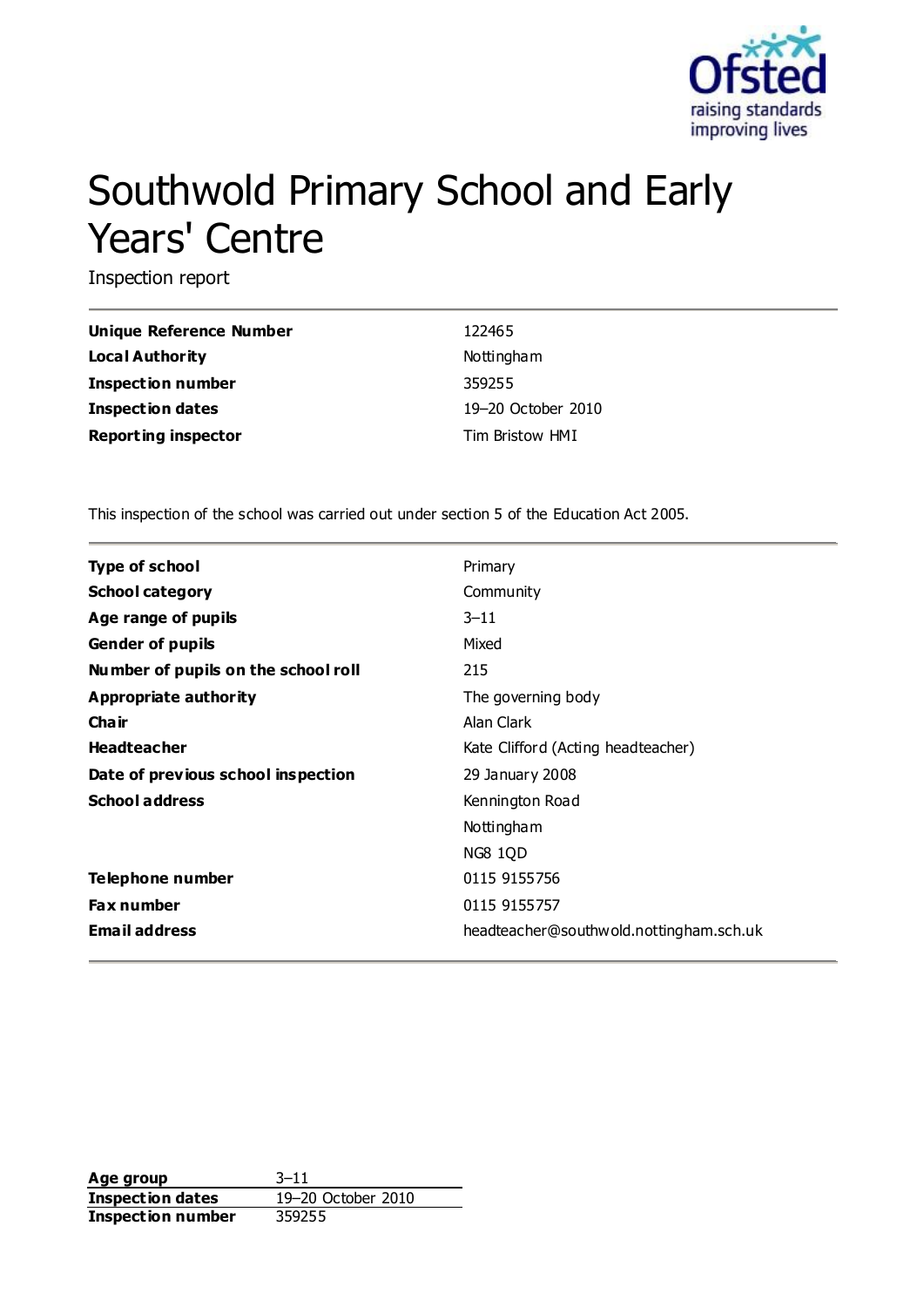# Southwold Primary School and Early Years' Centre

Inspection report

| | |
|---|---|
| **Unique Reference Number** | 122465 |
| **Local Authority** | Nottingham |
| **Inspection number** | 359255 |
| **Inspection dates** | 19–20 October 2010 |
| **Reporting inspector** | Tim Bristow HMI |

This inspection of the school was carried out under section 5 of the Education Act 2005.

| | |
|---|---|
| **Type of school** | Primary |
| **School category** | Community |
| **Age range of pupils** | 3–11 |
| **Gender of pupils** | Mixed |
| **Number of pupils on the school roll** | 215 |
| **Appropriate authority** | The governing body |
| **Chair** | Alan Clark |
| **Headteacher** | Kate Clifford (Acting headteacher) |
| **Date of previous school inspection** | 29 January 2008 |
| **School address** | Kennington Road<br>Nottingham<br>NG8 1QD |
| **Telephone number** | 0115 9155756 |
| **Fax number** | 0115 9155757 |
| **Email address** | headteacher@southwold.nottingham.sch.uk |

| | |
|---|---|
| **Age group** | 3–11 |
| **Inspection dates** | 19–20 October 2010 |
| **Inspection number** | 359255 |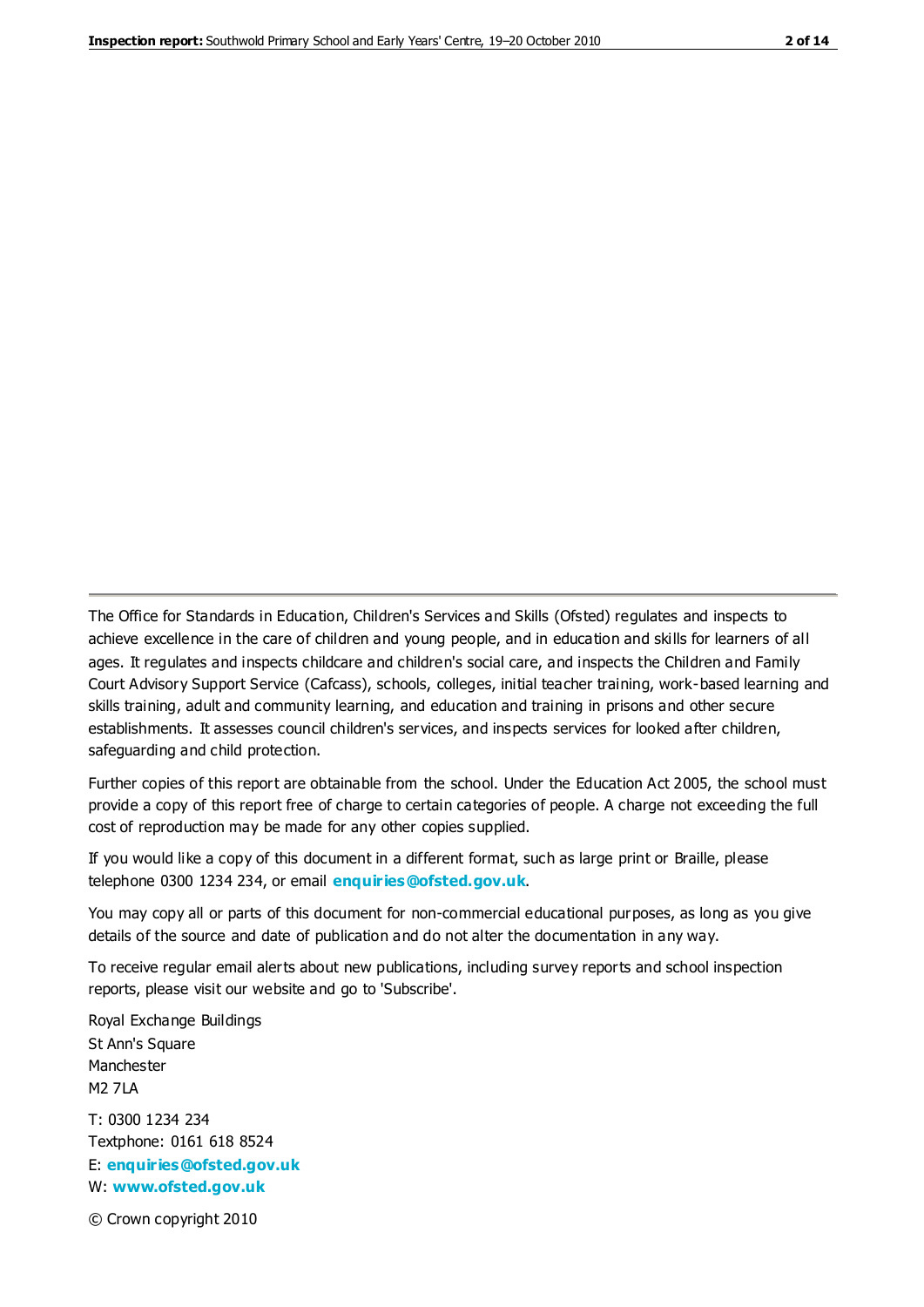The Office for Standards in Education, Children's Services and Skills (Ofsted) regulates and inspects to achieve excellence in the care of children and young people, and in education and skills for learners of all ages. It regulates and inspects childcare and children's social care, and inspects the Children and Family Court Advisory Support Service (Cafcass), schools, colleges, initial teacher training, work-based learning and skills training, adult and community learning, and education and training in prisons and other secure establishments. It assesses council children's services, and inspects services for looked after children, safeguarding and child protection.

Further copies of this report are obtainable from the school. Under the Education Act 2005, the school must provide a copy of this report free of charge to certain categories of people. A charge not exceeding the full cost of reproduction may be made for any other copies supplied.

If you would like a copy of this document in a different format, such as large print or Braille, please telephone 0300 1234 234, or email **enquiries@ofsted.gov.uk**.

You may copy all or parts of this document for non-commercial educational purposes, as long as you give details of the source and date of publication and do not alter the documentation in any way.

To receive regular email alerts about new publications, including survey reports and school inspection reports, please visit our website and go to 'Subscribe'.

Royal Exchange Buildings
St Ann's Square
Manchester
M2 7LA

T: 0300 1234 234
Textphone: 0161 618 8524
E: **enquiries@ofsted.gov.uk**
W: **www.ofsted.gov.uk**

© Crown copyright 2010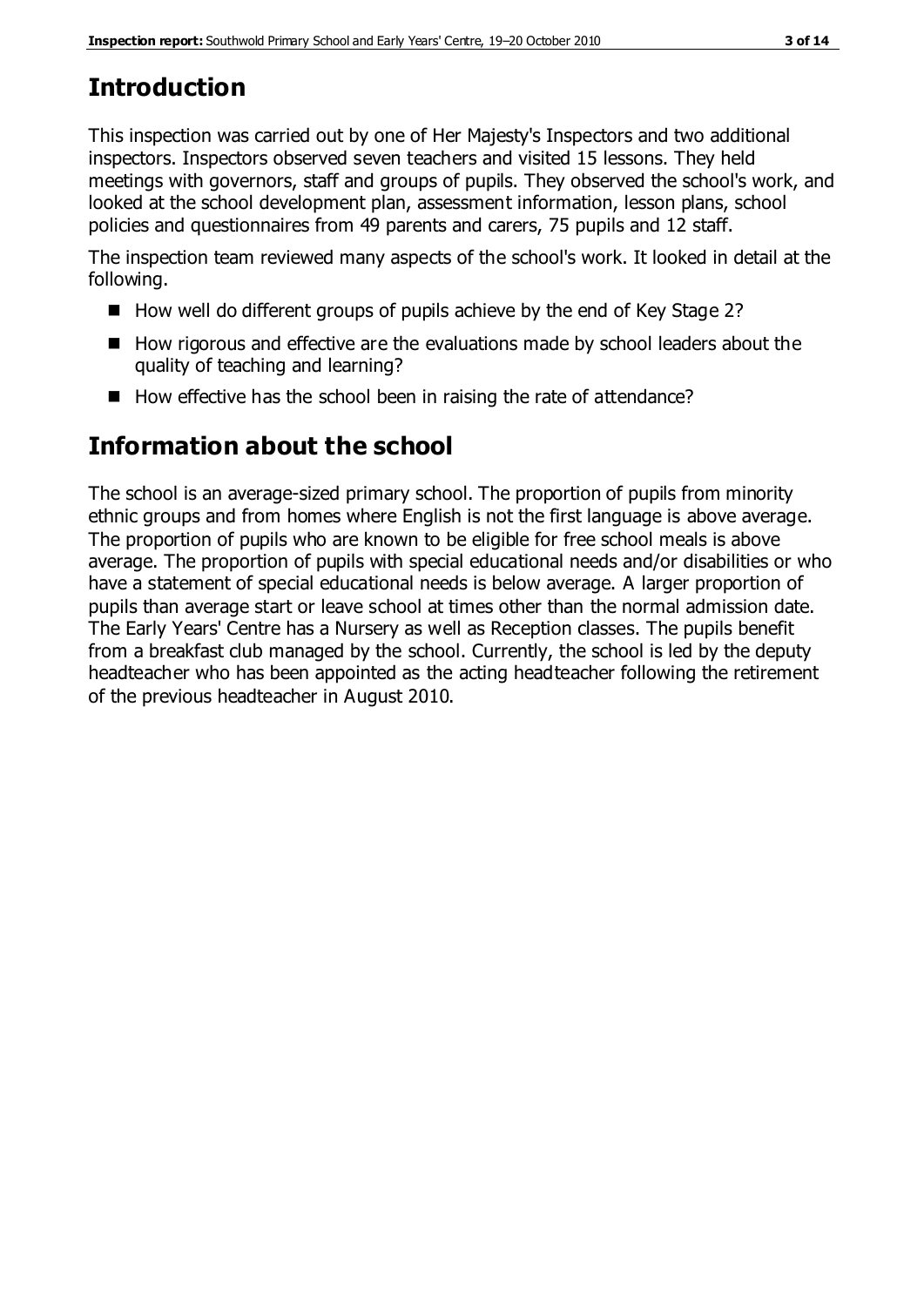## Introduction

This inspection was carried out by one of Her Majesty's Inspectors and two additional inspectors. Inspectors observed seven teachers and visited 15 lessons. They held meetings with governors, staff and groups of pupils. They observed the school's work, and looked at the school development plan, assessment information, lesson plans, school policies and questionnaires from 49 parents and carers, 75 pupils and 12 staff.

The inspection team reviewed many aspects of the school's work. It looked in detail at the following.

- How well do different groups of pupils achieve by the end of Key Stage 2?
- How rigorous and effective are the evaluations made by school leaders about the quality of teaching and learning?
- How effective has the school been in raising the rate of attendance?

## Information about the school

The school is an average-sized primary school. The proportion of pupils from minority ethnic groups and from homes where English is not the first language is above average. The proportion of pupils who are known to be eligible for free school meals is above average. The proportion of pupils with special educational needs and/or disabilities or who have a statement of special educational needs is below average. A larger proportion of pupils than average start or leave school at times other than the normal admission date. The Early Years' Centre has a Nursery as well as Reception classes. The pupils benefit from a breakfast club managed by the school. Currently, the school is led by the deputy headteacher who has been appointed as the acting headteacher following the retirement of the previous headteacher in August 2010.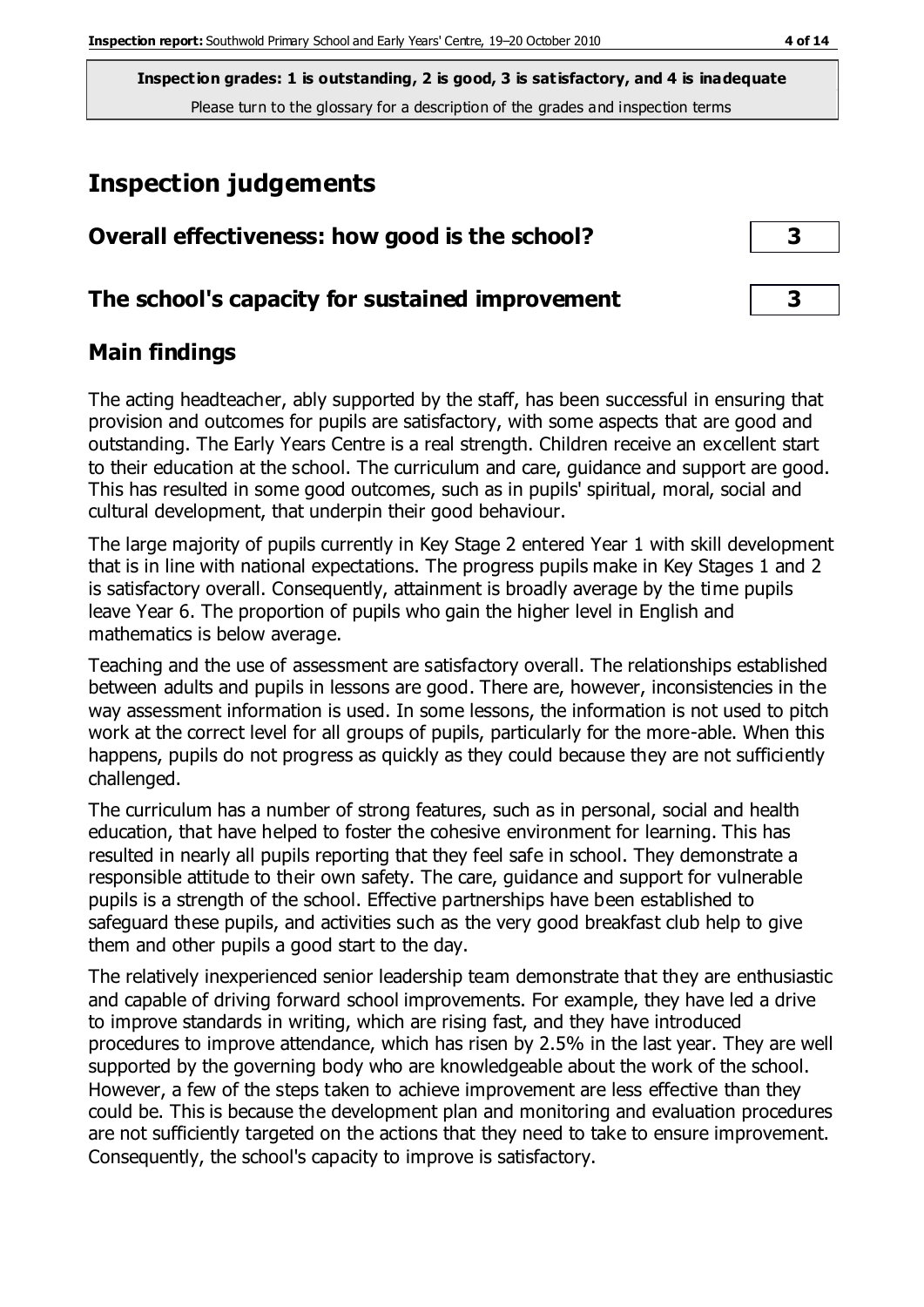**Inspection grades: 1 is outstanding, 2 is good, 3 is satisfactory, and 4 is inadequate**
Please turn to the glossary for a description of the grades and inspection terms

# Inspection judgements

| Overall effectiveness: how good is the school? | 3 |
|---|---|
| The school's capacity for sustained improvement | 3 |

## Main findings

The acting headteacher, ably supported by the staff, has been successful in ensuring that provision and outcomes for pupils are satisfactory, with some aspects that are good and outstanding. The Early Years Centre is a real strength. Children receive an excellent start to their education at the school. The curriculum and care, guidance and support are good. This has resulted in some good outcomes, such as in pupils' spiritual, moral, social and cultural development, that underpin their good behaviour.

The large majority of pupils currently in Key Stage 2 entered Year 1 with skill development that is in line with national expectations. The progress pupils make in Key Stages 1 and 2 is satisfactory overall. Consequently, attainment is broadly average by the time pupils leave Year 6. The proportion of pupils who gain the higher level in English and mathematics is below average.

Teaching and the use of assessment are satisfactory overall. The relationships established between adults and pupils in lessons are good. There are, however, inconsistencies in the way assessment information is used. In some lessons, the information is not used to pitch work at the correct level for all groups of pupils, particularly for the more-able. When this happens, pupils do not progress as quickly as they could because they are not sufficiently challenged.

The curriculum has a number of strong features, such as in personal, social and health education, that have helped to foster the cohesive environment for learning. This has resulted in nearly all pupils reporting that they feel safe in school. They demonstrate a responsible attitude to their own safety. The care, guidance and support for vulnerable pupils is a strength of the school. Effective partnerships have been established to safeguard these pupils, and activities such as the very good breakfast club help to give them and other pupils a good start to the day.

The relatively inexperienced senior leadership team demonstrate that they are enthusiastic and capable of driving forward school improvements. For example, they have led a drive to improve standards in writing, which are rising fast, and they have introduced procedures to improve attendance, which has risen by 2.5% in the last year. They are well supported by the governing body who are knowledgeable about the work of the school. However, a few of the steps taken to achieve improvement are less effective than they could be. This is because the development plan and monitoring and evaluation procedures are not sufficiently targeted on the actions that they need to take to ensure improvement. Consequently, the school's capacity to improve is satisfactory.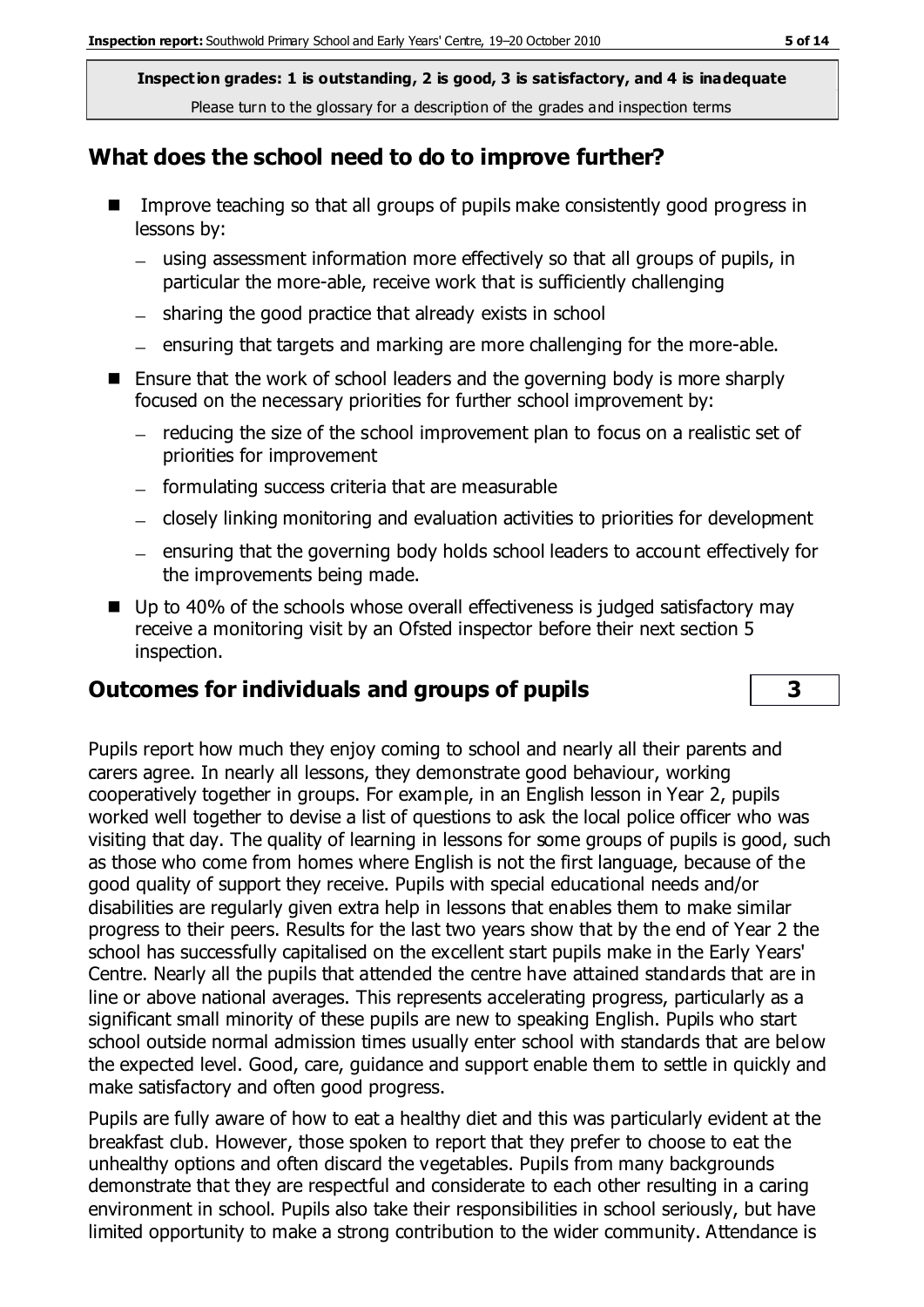**Inspection grades: 1 is outstanding, 2 is good, 3 is satisfactory, and 4 is inadequate**
Please turn to the glossary for a description of the grades and inspection terms

## What does the school need to do to improve further?

- Improve teaching so that all groups of pupils make consistently good progress in lessons by:
  - using assessment information more effectively so that all groups of pupils, in particular the more-able, receive work that is sufficiently challenging
  - sharing the good practice that already exists in school
  - ensuring that targets and marking are more challenging for the more-able.
- Ensure that the work of school leaders and the governing body is more sharply focused on the necessary priorities for further school improvement by:
  - reducing the size of the school improvement plan to focus on a realistic set of priorities for improvement
  - formulating success criteria that are measurable
  - closely linking monitoring and evaluation activities to priorities for development
  - ensuring that the governing body holds school leaders to account effectively for the improvements being made.
- Up to 40% of the schools whose overall effectiveness is judged satisfactory may receive a monitoring visit by an Ofsted inspector before their next section 5 inspection.

## Outcomes for individuals and groups of pupils — 3

Pupils report how much they enjoy coming to school and nearly all their parents and carers agree. In nearly all lessons, they demonstrate good behaviour, working cooperatively together in groups. For example, in an English lesson in Year 2, pupils worked well together to devise a list of questions to ask the local police officer who was visiting that day. The quality of learning in lessons for some groups of pupils is good, such as those who come from homes where English is not the first language, because of the good quality of support they receive. Pupils with special educational needs and/or disabilities are regularly given extra help in lessons that enables them to make similar progress to their peers. Results for the last two years show that by the end of Year 2 the school has successfully capitalised on the excellent start pupils make in the Early Years' Centre. Nearly all the pupils that attended the centre have attained standards that are in line or above national averages. This represents accelerating progress, particularly as a significant small minority of these pupils are new to speaking English. Pupils who start school outside normal admission times usually enter school with standards that are below the expected level. Good, care, guidance and support enable them to settle in quickly and make satisfactory and often good progress.

Pupils are fully aware of how to eat a healthy diet and this was particularly evident at the breakfast club. However, those spoken to report that they prefer to choose to eat the unhealthy options and often discard the vegetables. Pupils from many backgrounds demonstrate that they are respectful and considerate to each other resulting in a caring environment in school. Pupils also take their responsibilities in school seriously, but have limited opportunity to make a strong contribution to the wider community. Attendance is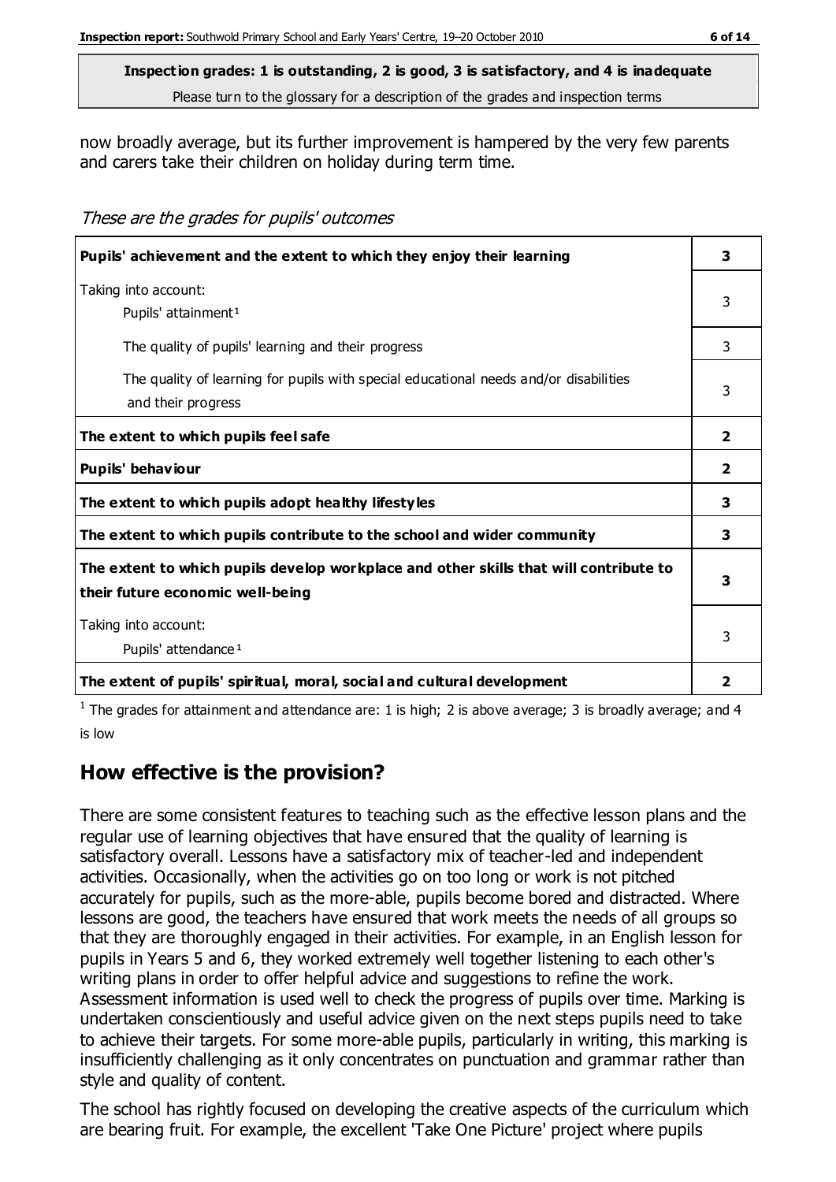**Inspection grades: 1 is outstanding, 2 is good, 3 is satisfactory, and 4 is inadequate**
Please turn to the glossary for a description of the grades and inspection terms

now broadly average, but its further improvement is hampered by the very few parents and carers take their children on holiday during term time.

*These are the grades for pupils' outcomes*

| | |
|---|---|
| **Pupils' achievement and the extent to which they enjoy their learning** | **3** |
| Taking into account:<br>Pupils' attainment[1] | 3 |
| The quality of pupils' learning and their progress | 3 |
| The quality of learning for pupils with special educational needs and/or disabilities and their progress | 3 |
| **The extent to which pupils feel safe** | **2** |
| **Pupils' behaviour** | **2** |
| **The extent to which pupils adopt healthy lifestyles** | **3** |
| **The extent to which pupils contribute to the school and wider community** | **3** |
| **The extent to which pupils develop workplace and other skills that will contribute to their future economic well-being** | **3** |
| Taking into account:<br>Pupils' attendance[1] | 3 |
| **The extent of pupils' spiritual, moral, social and cultural development** | **2** |

[1] The grades for attainment and attendance are: 1 is high; 2 is above average; 3 is broadly average; and 4 is low

## How effective is the provision?

There are some consistent features to teaching such as the effective lesson plans and the regular use of learning objectives that have ensured that the quality of learning is satisfactory overall. Lessons have a satisfactory mix of teacher-led and independent activities. Occasionally, when the activities go on too long or work is not pitched accurately for pupils, such as the more-able, pupils become bored and distracted. Where lessons are good, the teachers have ensured that work meets the needs of all groups so that they are thoroughly engaged in their activities. For example, in an English lesson for pupils in Years 5 and 6, they worked extremely well together listening to each other's writing plans in order to offer helpful advice and suggestions to refine the work. Assessment information is used well to check the progress of pupils over time. Marking is undertaken conscientiously and useful advice given on the next steps pupils need to take to achieve their targets. For some more-able pupils, particularly in writing, this marking is insufficiently challenging as it only concentrates on punctuation and grammar rather than style and quality of content.

The school has rightly focused on developing the creative aspects of the curriculum which are bearing fruit. For example, the excellent 'Take One Picture' project where pupils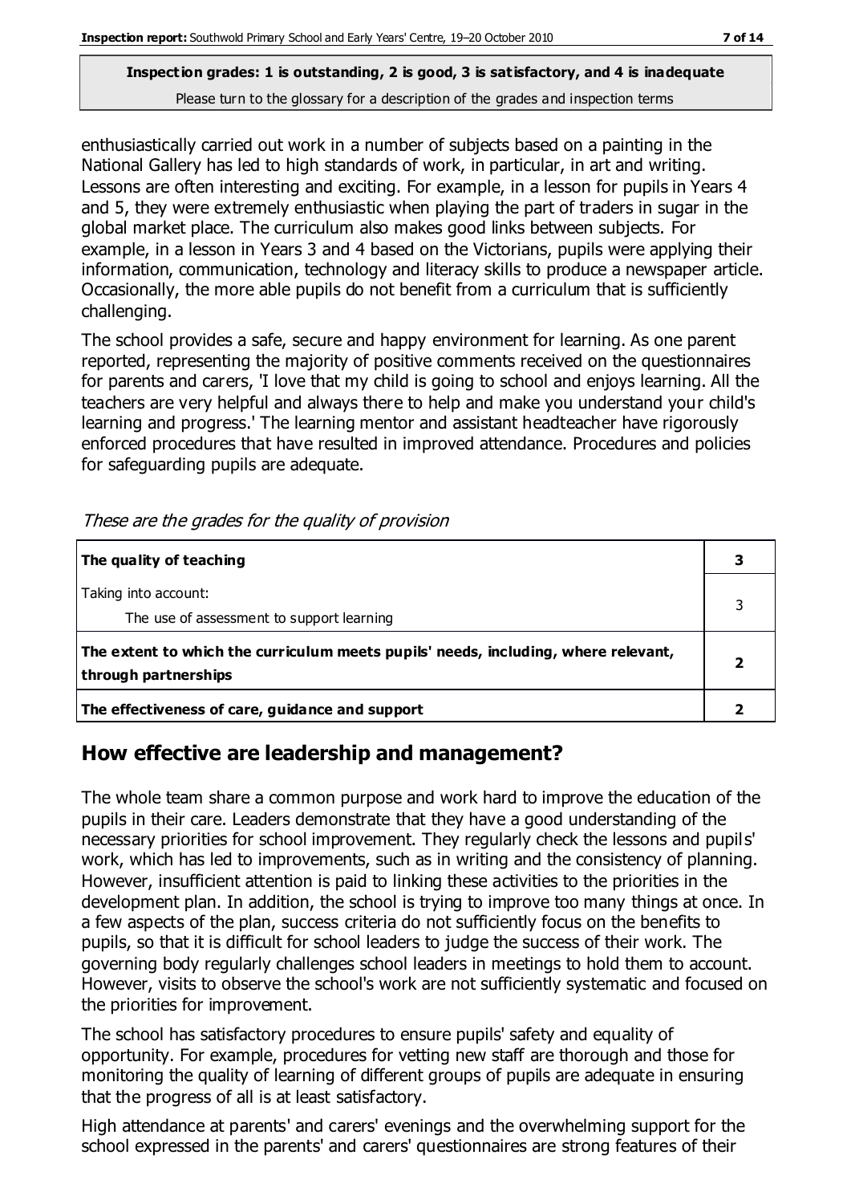**Inspection grades: 1 is outstanding, 2 is good, 3 is satisfactory, and 4 is inadequate**
Please turn to the glossary for a description of the grades and inspection terms

enthusiastically carried out work in a number of subjects based on a painting in the National Gallery has led to high standards of work, in particular, in art and writing. Lessons are often interesting and exciting. For example, in a lesson for pupils in Years 4 and 5, they were extremely enthusiastic when playing the part of traders in sugar in the global market place. The curriculum also makes good links between subjects. For example, in a lesson in Years 3 and 4 based on the Victorians, pupils were applying their information, communication, technology and literacy skills to produce a newspaper article. Occasionally, the more able pupils do not benefit from a curriculum that is sufficiently challenging.

The school provides a safe, secure and happy environment for learning. As one parent reported, representing the majority of positive comments received on the questionnaires for parents and carers, 'I love that my child is going to school and enjoys learning. All the teachers are very helpful and always there to help and make you understand your child's learning and progress.' The learning mentor and assistant headteacher have rigorously enforced procedures that have resulted in improved attendance. Procedures and policies for safeguarding pupils are adequate.

*These are the grades for the quality of provision*

| | |
|---|---|
| **The quality of teaching** | **3** |
| Taking into account:<br>The use of assessment to support learning | 3 |
| **The extent to which the curriculum meets pupils' needs, including, where relevant, through partnerships** | **2** |
| **The effectiveness of care, guidance and support** | **2** |

## How effective are leadership and management?

The whole team share a common purpose and work hard to improve the education of the pupils in their care. Leaders demonstrate that they have a good understanding of the necessary priorities for school improvement. They regularly check the lessons and pupils' work, which has led to improvements, such as in writing and the consistency of planning. However, insufficient attention is paid to linking these activities to the priorities in the development plan. In addition, the school is trying to improve too many things at once. In a few aspects of the plan, success criteria do not sufficiently focus on the benefits to pupils, so that it is difficult for school leaders to judge the success of their work. The governing body regularly challenges school leaders in meetings to hold them to account. However, visits to observe the school's work are not sufficiently systematic and focused on the priorities for improvement.

The school has satisfactory procedures to ensure pupils' safety and equality of opportunity. For example, procedures for vetting new staff are thorough and those for monitoring the quality of learning of different groups of pupils are adequate in ensuring that the progress of all is at least satisfactory.

High attendance at parents' and carers' evenings and the overwhelming support for the school expressed in the parents' and carers' questionnaires are strong features of their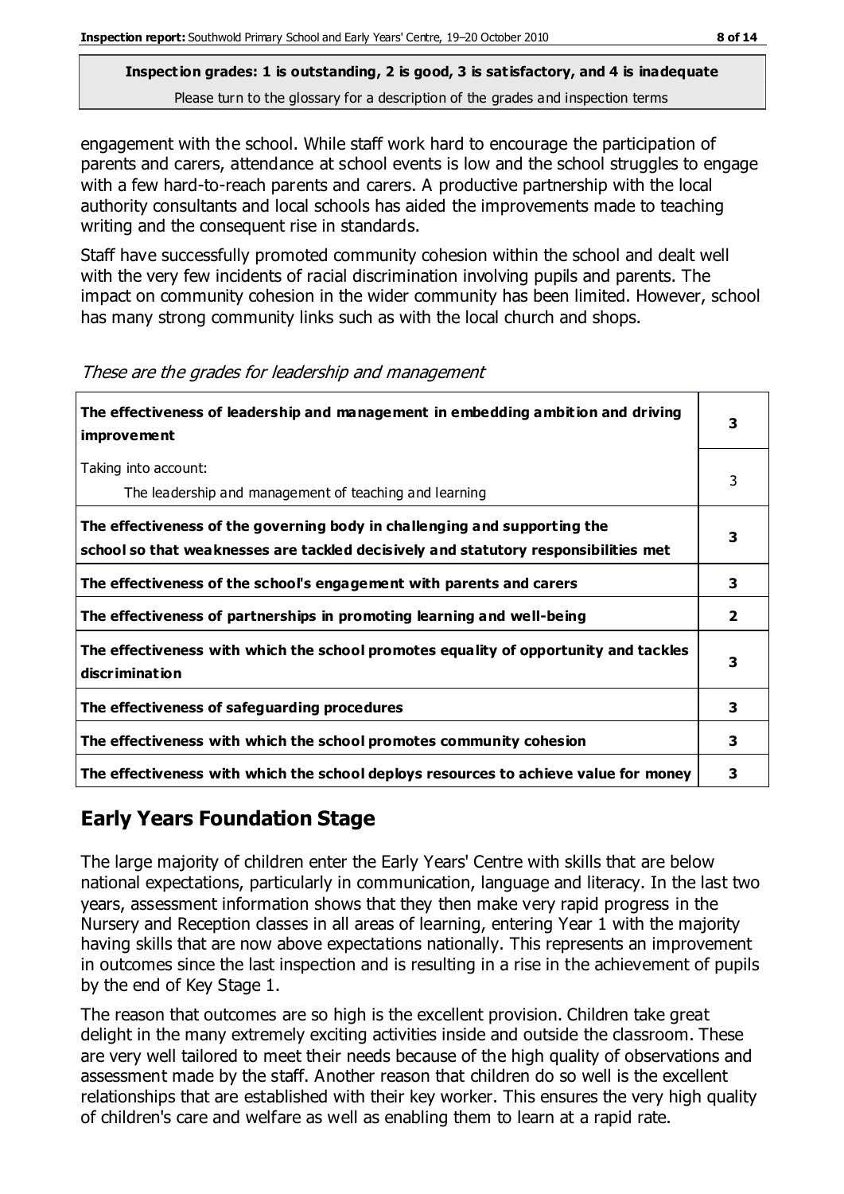**Inspection grades: 1 is outstanding, 2 is good, 3 is satisfactory, and 4 is inadequate**
Please turn to the glossary for a description of the grades and inspection terms

engagement with the school. While staff work hard to encourage the participation of parents and carers, attendance at school events is low and the school struggles to engage with a few hard-to-reach parents and carers. A productive partnership with the local authority consultants and local schools has aided the improvements made to teaching writing and the consequent rise in standards.

Staff have successfully promoted community cohesion within the school and dealt well with the very few incidents of racial discrimination involving pupils and parents. The impact on community cohesion in the wider community has been limited. However, school has many strong community links such as with the local church and shops.

*These are the grades for leadership and management*

| | |
|---|---|
| **The effectiveness of leadership and management in embedding ambition and driving improvement** | **3** |
| Taking into account:<br>The leadership and management of teaching and learning | 3 |
| **The effectiveness of the governing body in challenging and supporting the school so that weaknesses are tackled decisively and statutory responsibilities met** | **3** |
| **The effectiveness of the school's engagement with parents and carers** | **3** |
| **The effectiveness of partnerships in promoting learning and well-being** | **2** |
| **The effectiveness with which the school promotes equality of opportunity and tackles discrimination** | **3** |
| **The effectiveness of safeguarding procedures** | **3** |
| **The effectiveness with which the school promotes community cohesion** | **3** |
| **The effectiveness with which the school deploys resources to achieve value for money** | **3** |

## Early Years Foundation Stage

The large majority of children enter the Early Years' Centre with skills that are below national expectations, particularly in communication, language and literacy. In the last two years, assessment information shows that they then make very rapid progress in the Nursery and Reception classes in all areas of learning, entering Year 1 with the majority having skills that are now above expectations nationally. This represents an improvement in outcomes since the last inspection and is resulting in a rise in the achievement of pupils by the end of Key Stage 1.

The reason that outcomes are so high is the excellent provision. Children take great delight in the many extremely exciting activities inside and outside the classroom. These are very well tailored to meet their needs because of the high quality of observations and assessment made by the staff. Another reason that children do so well is the excellent relationships that are established with their key worker. This ensures the very high quality of children's care and welfare as well as enabling them to learn at a rapid rate.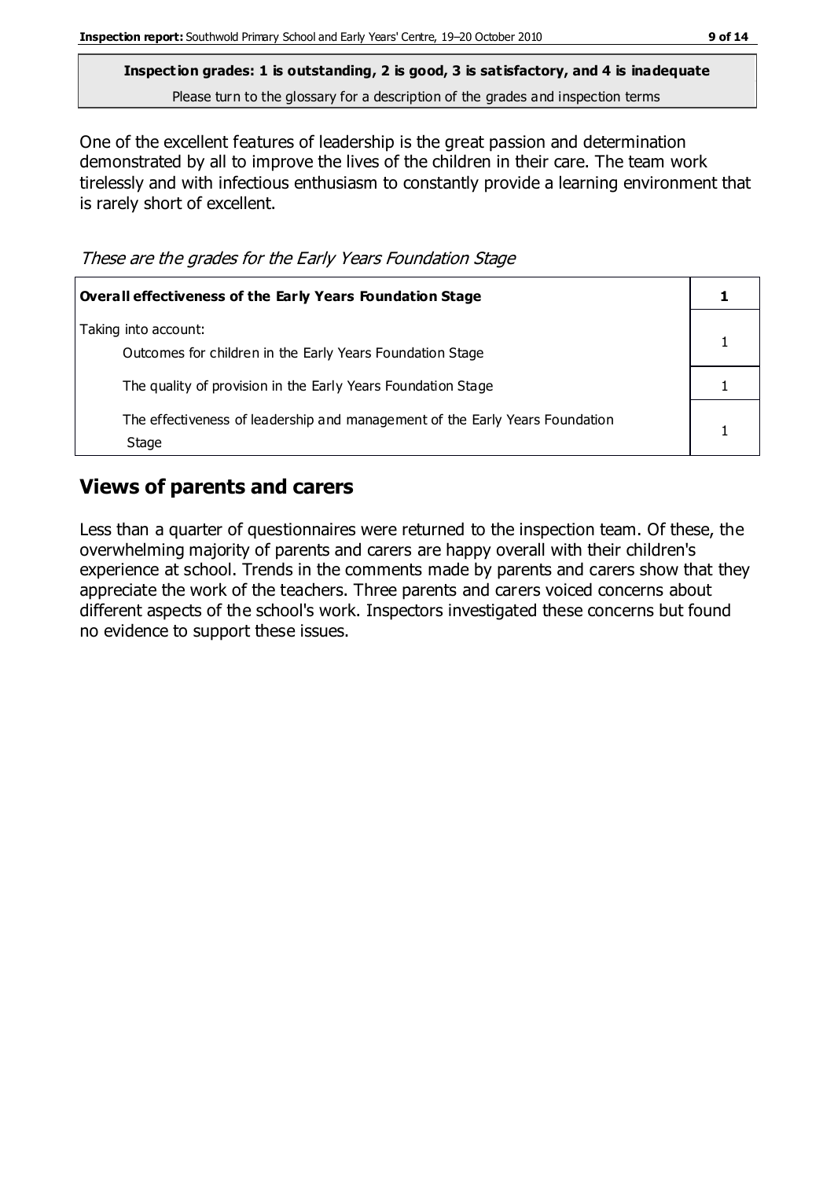**Inspection grades: 1 is outstanding, 2 is good, 3 is satisfactory, and 4 is inadequate**
Please turn to the glossary for a description of the grades and inspection terms

One of the excellent features of leadership is the great passion and determination demonstrated by all to improve the lives of the children in their care. The team work tirelessly and with infectious enthusiasm to constantly provide a learning environment that is rarely short of excellent.

*These are the grades for the Early Years Foundation Stage*

| **Overall effectiveness of the Early Years Foundation Stage** | **1** |
|---|---|
| Taking into account: Outcomes for children in the Early Years Foundation Stage | 1 |
| The quality of provision in the Early Years Foundation Stage | 1 |
| The effectiveness of leadership and management of the Early Years Foundation Stage | 1 |

## Views of parents and carers

Less than a quarter of questionnaires were returned to the inspection team. Of these, the overwhelming majority of parents and carers are happy overall with their children's experience at school. Trends in the comments made by parents and carers show that they appreciate the work of the teachers. Three parents and carers voiced concerns about different aspects of the school's work. Inspectors investigated these concerns but found no evidence to support these issues.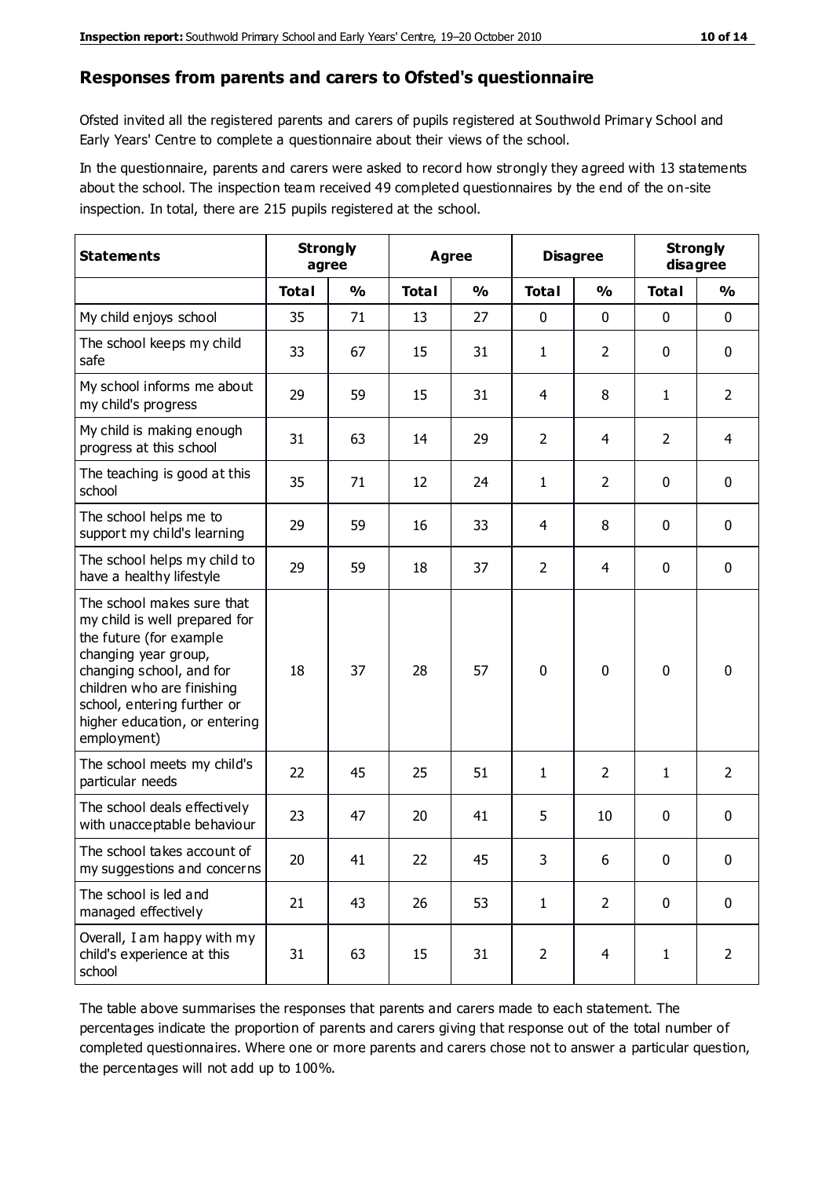## Responses from parents and carers to Ofsted's questionnaire

Ofsted invited all the registered parents and carers of pupils registered at Southwold Primary School and Early Years' Centre to complete a questionnaire about their views of the school.

In the questionnaire, parents and carers were asked to record how strongly they agreed with 13 statements about the school. The inspection team received 49 completed questionnaires by the end of the on-site inspection. In total, there are 215 pupils registered at the school.

| Statements | Strongly agree | | Agree | | Disagree | | Strongly disagree | |
|---|---|---|---|---|---|---|---|---|
| | Total | % | Total | % | Total | % | Total | % |
| My child enjoys school | 35 | 71 | 13 | 27 | 0 | 0 | 0 | 0 |
| The school keeps my child safe | 33 | 67 | 15 | 31 | 1 | 2 | 0 | 0 |
| My school informs me about my child's progress | 29 | 59 | 15 | 31 | 4 | 8 | 1 | 2 |
| My child is making enough progress at this school | 31 | 63 | 14 | 29 | 2 | 4 | 2 | 4 |
| The teaching is good at this school | 35 | 71 | 12 | 24 | 1 | 2 | 0 | 0 |
| The school helps me to support my child's learning | 29 | 59 | 16 | 33 | 4 | 8 | 0 | 0 |
| The school helps my child to have a healthy lifestyle | 29 | 59 | 18 | 37 | 2 | 4 | 0 | 0 |
| The school makes sure that my child is well prepared for the future (for example changing year group, changing school, and for children who are finishing school, entering further or higher education, or entering employment) | 18 | 37 | 28 | 57 | 0 | 0 | 0 | 0 |
| The school meets my child's particular needs | 22 | 45 | 25 | 51 | 1 | 2 | 1 | 2 |
| The school deals effectively with unacceptable behaviour | 23 | 47 | 20 | 41 | 5 | 10 | 0 | 0 |
| The school takes account of my suggestions and concerns | 20 | 41 | 22 | 45 | 3 | 6 | 0 | 0 |
| The school is led and managed effectively | 21 | 43 | 26 | 53 | 1 | 2 | 0 | 0 |
| Overall, I am happy with my child's experience at this school | 31 | 63 | 15 | 31 | 2 | 4 | 1 | 2 |

The table above summarises the responses that parents and carers made to each statement. The percentages indicate the proportion of parents and carers giving that response out of the total number of completed questionnaires. Where one or more parents and carers chose not to answer a particular question, the percentages will not add up to 100%.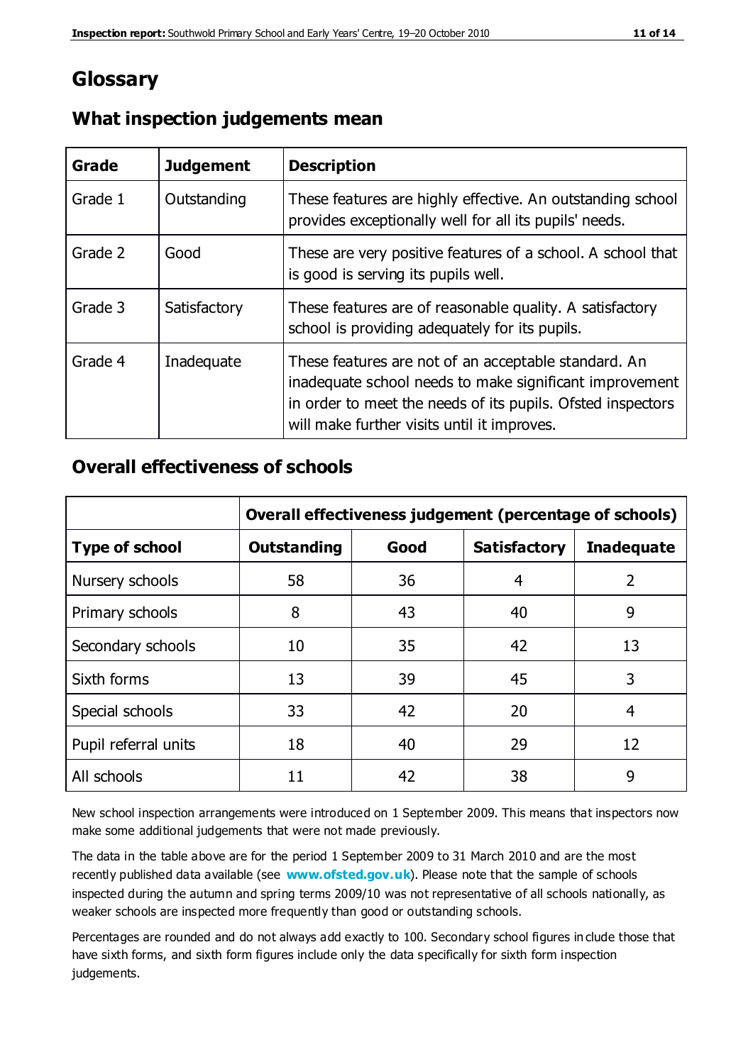# Glossary

## What inspection judgements mean

| Grade | Judgement | Description |
|---|---|---|
| Grade 1 | Outstanding | These features are highly effective. An outstanding school provides exceptionally well for all its pupils' needs. |
| Grade 2 | Good | These are very positive features of a school. A school that is good is serving its pupils well. |
| Grade 3 | Satisfactory | These features are of reasonable quality. A satisfactory school is providing adequately for its pupils. |
| Grade 4 | Inadequate | These features are not of an acceptable standard. An inadequate school needs to make significant improvement in order to meet the needs of its pupils. Ofsted inspectors will make further visits until it improves. |

## Overall effectiveness of schools

| | Overall effectiveness judgement (percentage of schools) | | | |
|---|---|---|---|---|
| **Type of school** | **Outstanding** | **Good** | **Satisfactory** | **Inadequate** |
| Nursery schools | 58 | 36 | 4 | 2 |
| Primary schools | 8 | 43 | 40 | 9 |
| Secondary schools | 10 | 35 | 42 | 13 |
| Sixth forms | 13 | 39 | 45 | 3 |
| Special schools | 33 | 42 | 20 | 4 |
| Pupil referral units | 18 | 40 | 29 | 12 |
| All schools | 11 | 42 | 38 | 9 |

New school inspection arrangements were introduced on 1 September 2009. This means that inspectors now make some additional judgements that were not made previously.

The data in the table above are for the period 1 September 2009 to 31 March 2010 and are the most recently published data available (see **www.ofsted.gov.uk**). Please note that the sample of schools inspected during the autumn and spring terms 2009/10 was not representative of all schools nationally, as weaker schools are inspected more frequently than good or outstanding schools.

Percentages are rounded and do not always add exactly to 100. Secondary school figures include those that have sixth forms, and sixth form figures include only the data specifically for sixth form inspection judgements.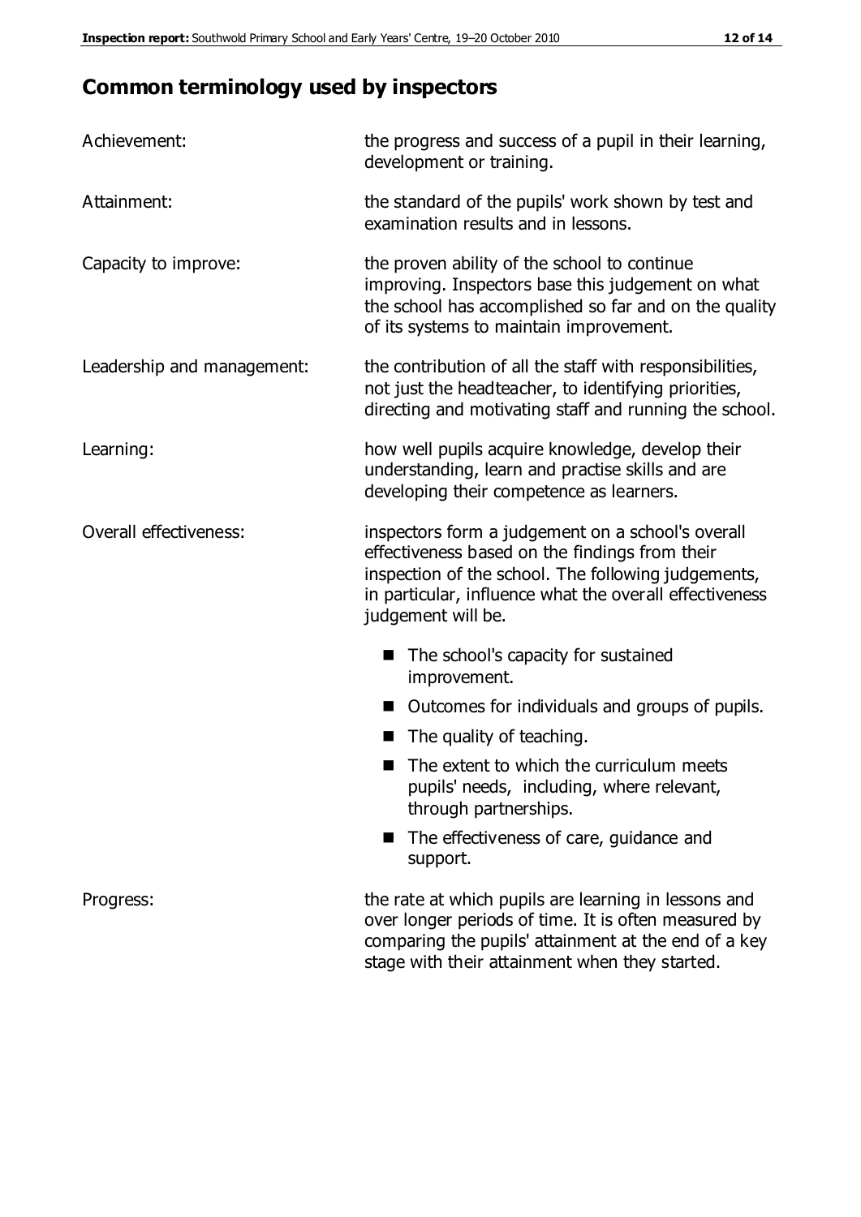## Common terminology used by inspectors

| | |
|---|---|
| Achievement: | the progress and success of a pupil in their learning, development or training. |
| Attainment: | the standard of the pupils' work shown by test and examination results and in lessons. |
| Capacity to improve: | the proven ability of the school to continue improving. Inspectors base this judgement on what the school has accomplished so far and on the quality of its systems to maintain improvement. |
| Leadership and management: | the contribution of all the staff with responsibilities, not just the headteacher, to identifying priorities, directing and motivating staff and running the school. |
| Learning: | how well pupils acquire knowledge, develop their understanding, learn and practise skills and are developing their competence as learners. |
| Overall effectiveness: | inspectors form a judgement on a school's overall effectiveness based on the findings from their inspection of the school. The following judgements, in particular, influence what the overall effectiveness judgement will be.<br>■ The school's capacity for sustained improvement.<br>■ Outcomes for individuals and groups of pupils.<br>■ The quality of teaching.<br>■ The extent to which the curriculum meets pupils' needs, including, where relevant, through partnerships.<br>■ The effectiveness of care, guidance and support. |
| Progress: | the rate at which pupils are learning in lessons and over longer periods of time. It is often measured by comparing the pupils' attainment at the end of a key stage with their attainment when they started. |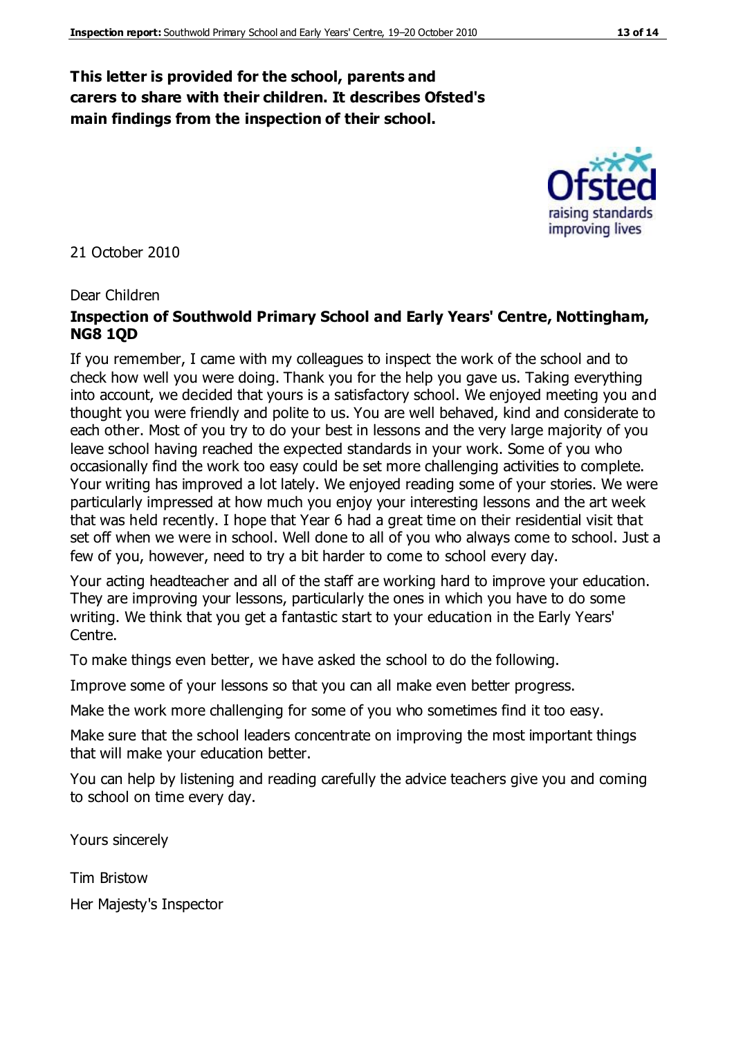**This letter is provided for the school, parents and carers to share with their children. It describes Ofsted's main findings from the inspection of their school.**

21 October 2010

Dear Children

**Inspection of Southwold Primary School and Early Years' Centre, Nottingham, NG8 1QD**

If you remember, I came with my colleagues to inspect the work of the school and to check how well you were doing. Thank you for the help you gave us. Taking everything into account, we decided that yours is a satisfactory school. We enjoyed meeting you and thought you were friendly and polite to us. You are well behaved, kind and considerate to each other. Most of you try to do your best in lessons and the very large majority of you leave school having reached the expected standards in your work. Some of you who occasionally find the work too easy could be set more challenging activities to complete. Your writing has improved a lot lately. We enjoyed reading some of your stories. We were particularly impressed at how much you enjoy your interesting lessons and the art week that was held recently. I hope that Year 6 had a great time on their residential visit that set off when we were in school. Well done to all of you who always come to school. Just a few of you, however, need to try a bit harder to come to school every day.

Your acting headteacher and all of the staff are working hard to improve your education. They are improving your lessons, particularly the ones in which you have to do some writing. We think that you get a fantastic start to your education in the Early Years' Centre.

To make things even better, we have asked the school to do the following.

Improve some of your lessons so that you can all make even better progress.

Make the work more challenging for some of you who sometimes find it too easy.

Make sure that the school leaders concentrate on improving the most important things that will make your education better.

You can help by listening and reading carefully the advice teachers give you and coming to school on time every day.

Yours sincerely

Tim Bristow

Her Majesty's Inspector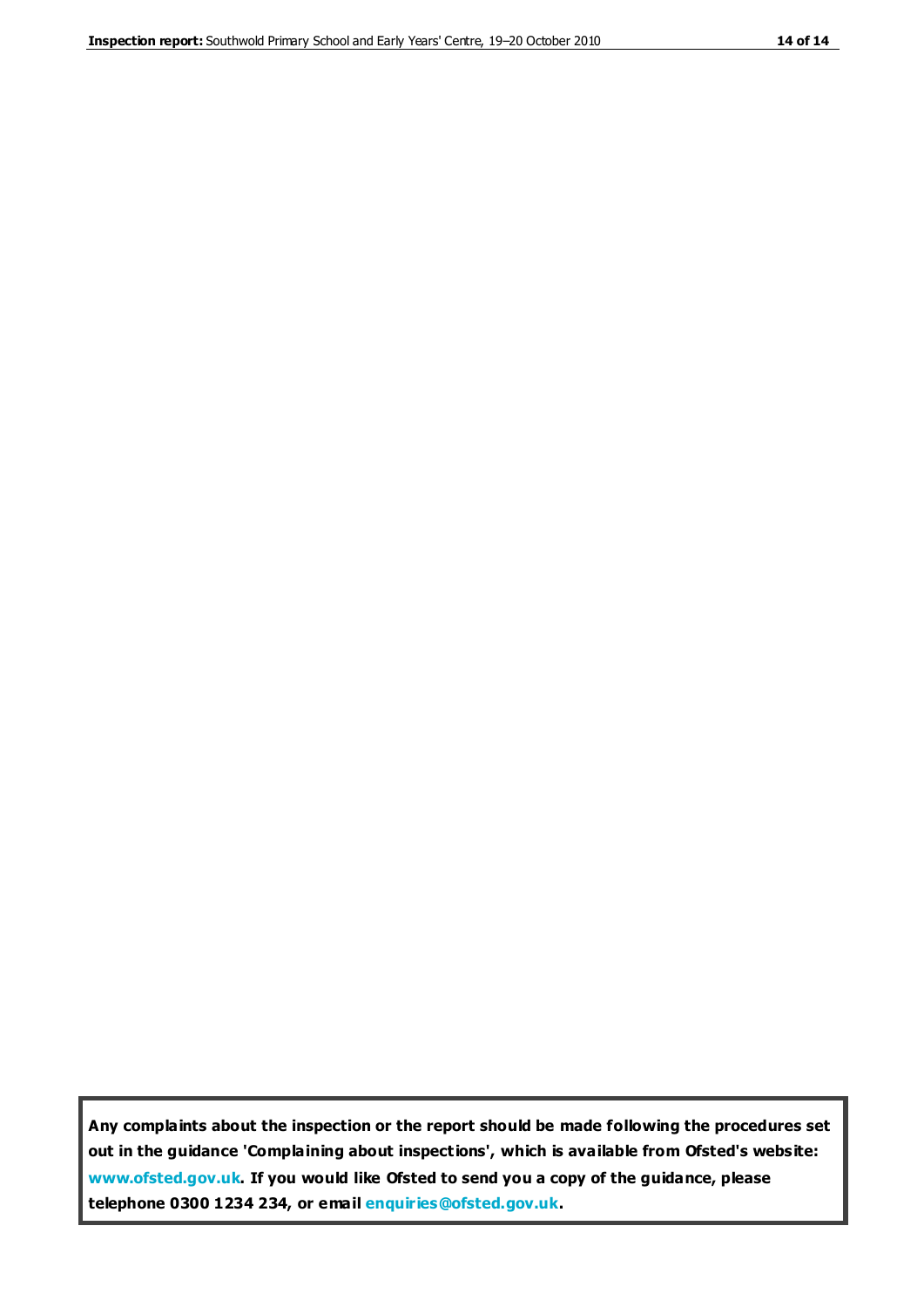**Any complaints about the inspection or the report should be made following the procedures set out in the guidance 'Complaining about inspections', which is available from Ofsted's website: www.ofsted.gov.uk. If you would like Ofsted to send you a copy of the guidance, please telephone 0300 1234 234, or email enquiries@ofsted.gov.uk.**